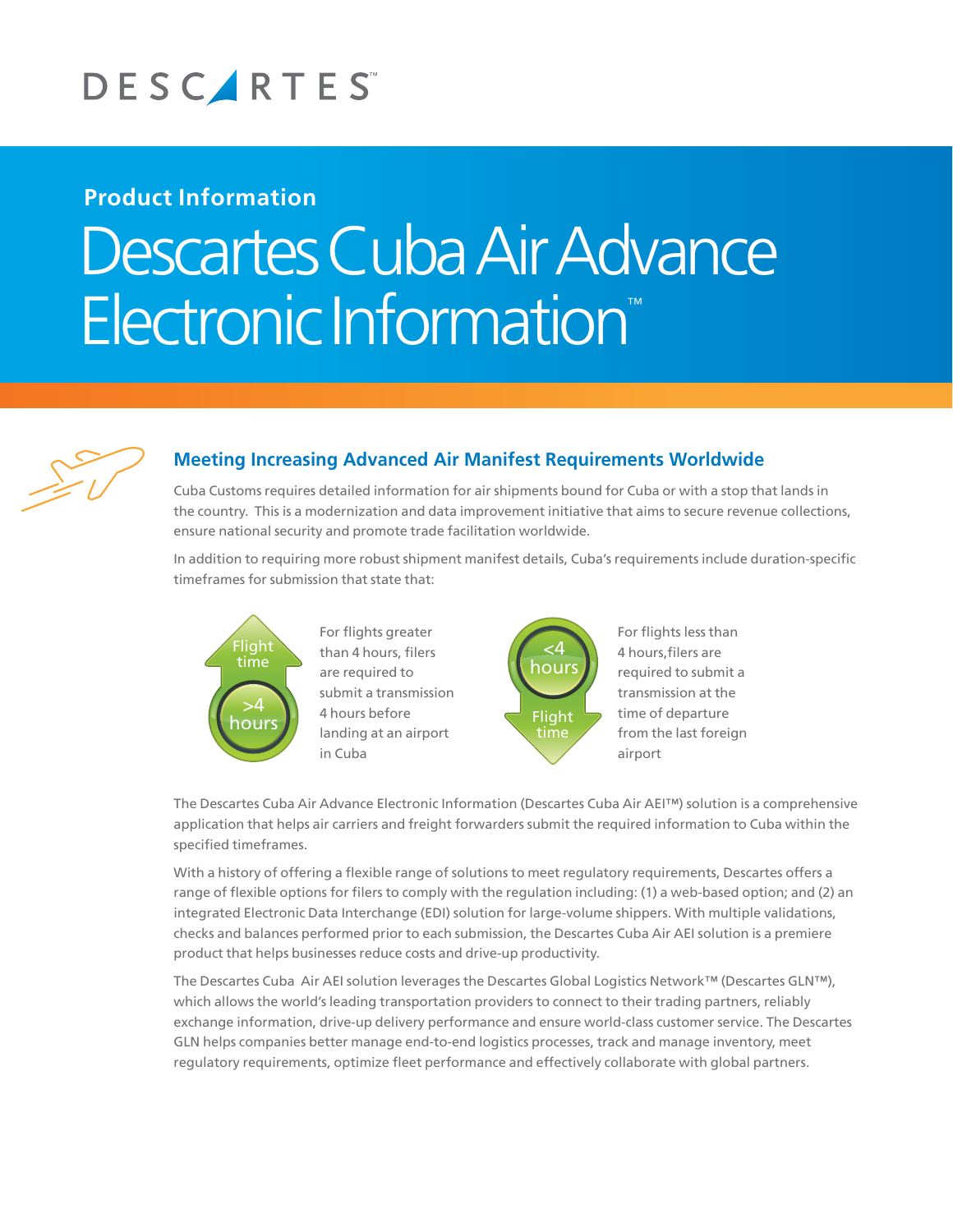DESCARTES™

## Product Information

# Descartes Cuba Air Advance Electronic Information™

## Meeting Increasing Advanced Air Manifest Requirements Worldwide

Cuba Customs requires detailed information for air shipments bound for Cuba or with a stop that lands in the country. This is a modernization and data improvement initiative that aims to secure revenue collections, ensure national security and promote trade facilitation worldwide.

In addition to requiring more robust shipment manifest details, Cuba's requirements include duration-specific timeframes for submission that state that:

Flight time >4 hours

For flights greater than 4 hours, filers are required to submit a transmission 4 hours before landing at an airport in Cuba

<4 hours Flight time

For flights less than 4 hours,filers are required to submit a transmission at the time of departure from the last foreign airport

The Descartes Cuba Air Advance Electronic Information (Descartes Cuba Air AEI™) solution is a comprehensive application that helps air carriers and freight forwarders submit the required information to Cuba within the specified timeframes.

With a history of offering a flexible range of solutions to meet regulatory requirements, Descartes offers a range of flexible options for filers to comply with the regulation including: (1) a web-based option; and (2) an integrated Electronic Data Interchange (EDI) solution for large-volume shippers. With multiple validations, checks and balances performed prior to each submission, the Descartes Cuba Air AEI solution is a premiere product that helps businesses reduce costs and drive-up productivity.

The Descartes Cuba Air AEI solution leverages the Descartes Global Logistics Network™ (Descartes GLN™), which allows the world's leading transportation providers to connect to their trading partners, reliably exchange information, drive-up delivery performance and ensure world-class customer service. The Descartes GLN helps companies better manage end-to-end logistics processes, track and manage inventory, meet regulatory requirements, optimize fleet performance and effectively collaborate with global partners.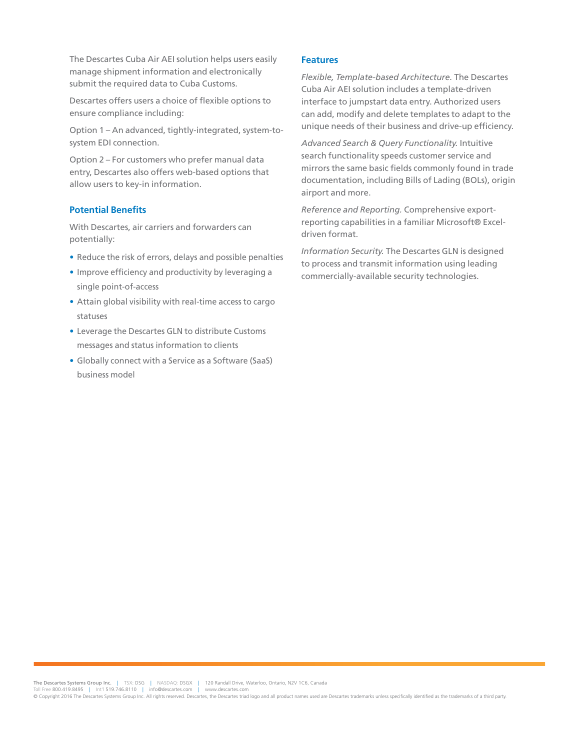The Descartes Cuba Air AEI solution helps users easily manage shipment information and electronically submit the required data to Cuba Customs.

Descartes offers users a choice of flexible options to ensure compliance including:

Option 1 – An advanced, tightly-integrated, system-to-system EDI connection.

Option 2 – For customers who prefer manual data entry, Descartes also offers web-based options that allow users to key-in information.

## Potential Benefits

With Descartes, air carriers and forwarders can potentially:

- Reduce the risk of errors, delays and possible penalties
- Improve efficiency and productivity by leveraging a single point-of-access
- Attain global visibility with real-time access to cargo statuses
- Leverage the Descartes GLN to distribute Customs messages and status information to clients
- Globally connect with a Service as a Software (SaaS) business model

## Features

*Flexible, Template-based Architecture.* The Descartes Cuba Air AEI solution includes a template-driven interface to jumpstart data entry. Authorized users can add, modify and delete templates to adapt to the unique needs of their business and drive-up efficiency.

*Advanced Search & Query Functionality.* Intuitive search functionality speeds customer service and mirrors the same basic fields commonly found in trade documentation, including Bills of Lading (BOLs), origin airport and more.

*Reference and Reporting.* Comprehensive export-reporting capabilities in a familiar Microsoft® Excel-driven format.

*Information Security.* The Descartes GLN is designed to process and transmit information using leading commercially-available security technologies.

The Descartes Systems Group Inc. | TSX: DSG | NASDAQ: DSGX | 120 Randall Drive, Waterloo, Ontario, N2V 1C6, Canada
Toll Free 800.419.8495 | Int'l 519.746.8110 | info@descartes.com | www.descartes.com
© Copyright 2016 The Descartes Systems Group Inc. All rights reserved. Descartes, the Descartes triad logo and all product names used are Descartes trademarks unless specifically identified as the trademarks of a third party.